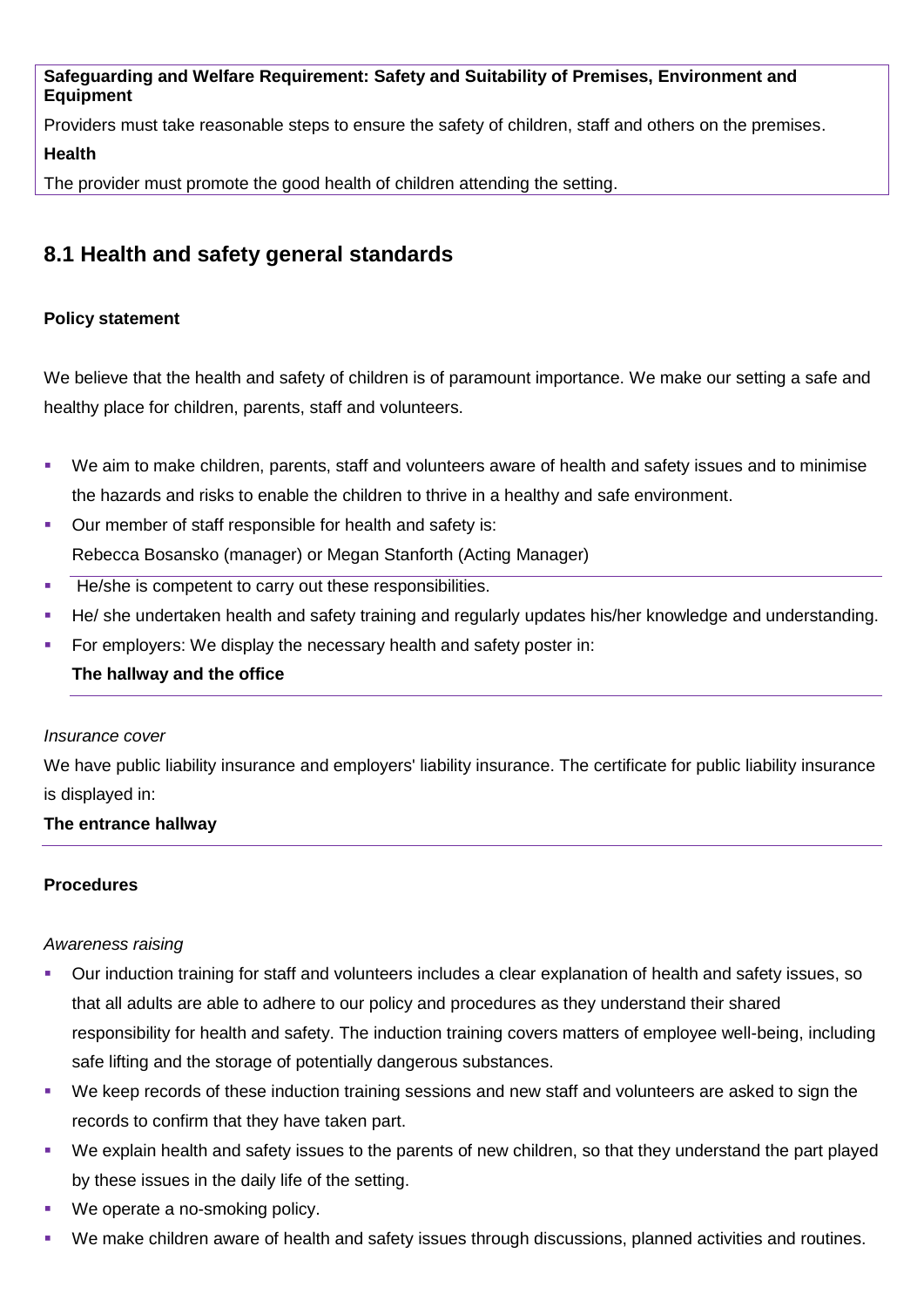**Safeguarding and Welfare Requirement: Safety and Suitability of Premises, Environment and Equipment**

Providers must take reasonable steps to ensure the safety of children, staff and others on the premises.

**Health**

The provider must promote the good health of children attending the setting.

## 8.1 Health and safety general standards

**Policy statement**

We believe that the health and safety of children is of paramount importance. We make our setting a safe and healthy place for children, parents, staff and volunteers.

- We aim to make children, parents, staff and volunteers aware of health and safety issues and to minimise the hazards and risks to enable the children to thrive in a healthy and safe environment.
- Our member of staff responsible for health and safety is:
  Rebecca Bosansko (manager) or Megan Stanforth (Acting Manager)
- He/she is competent to carry out these responsibilities.
- He/ she undertaken health and safety training and regularly updates his/her knowledge and understanding.
- For employers: We display the necessary health and safety poster in:
  **The hallway and the office**

*Insurance cover*

We have public liability insurance and employers' liability insurance. The certificate for public liability insurance is displayed in:

**The entrance hallway**

**Procedures**

*Awareness raising*

- Our induction training for staff and volunteers includes a clear explanation of health and safety issues, so that all adults are able to adhere to our policy and procedures as they understand their shared responsibility for health and safety. The induction training covers matters of employee well-being, including safe lifting and the storage of potentially dangerous substances.
- We keep records of these induction training sessions and new staff and volunteers are asked to sign the records to confirm that they have taken part.
- We explain health and safety issues to the parents of new children, so that they understand the part played by these issues in the daily life of the setting.
- We operate a no-smoking policy.
- We make children aware of health and safety issues through discussions, planned activities and routines.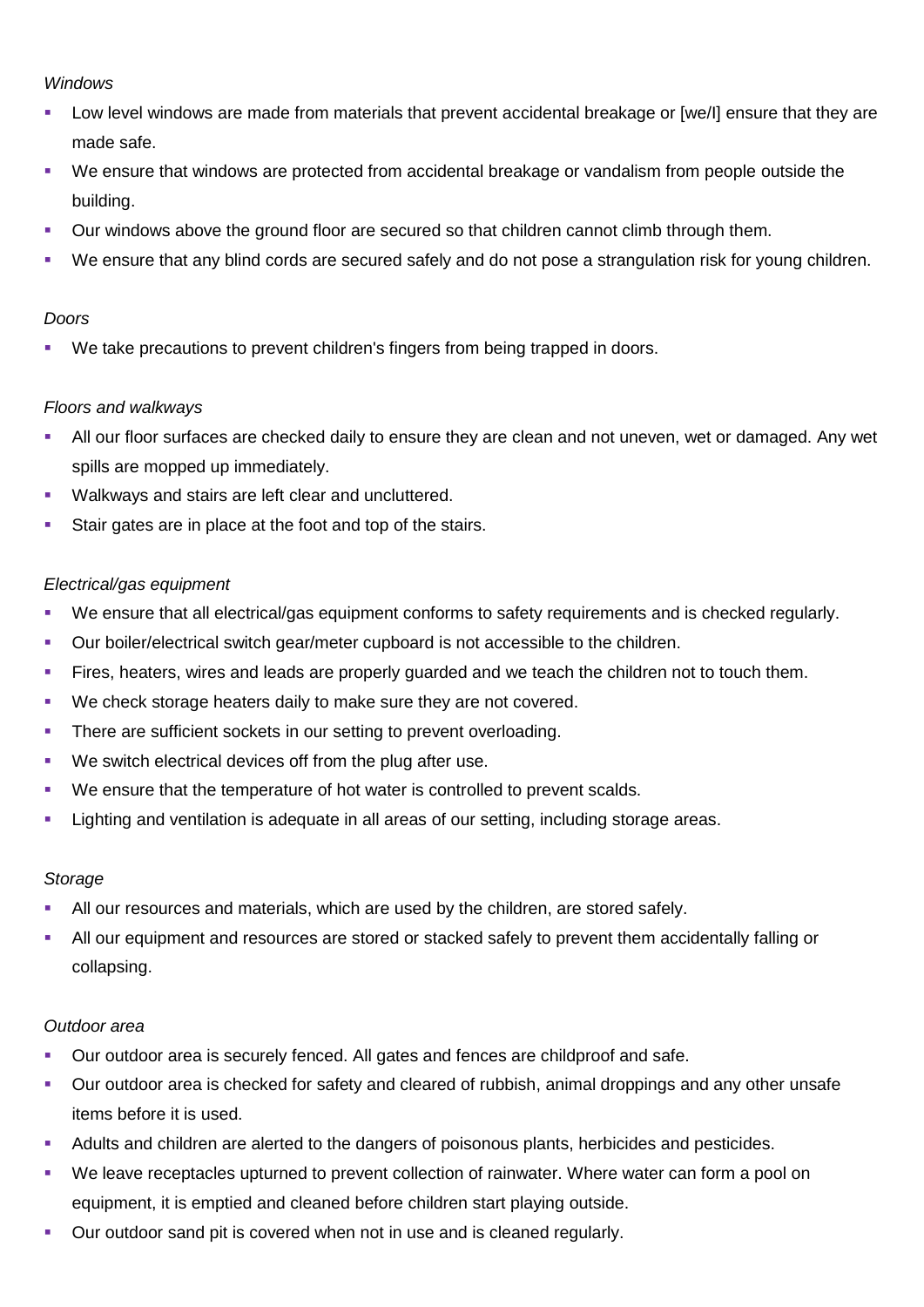*Windows*

- Low level windows are made from materials that prevent accidental breakage or [we/I] ensure that they are made safe.
- We ensure that windows are protected from accidental breakage or vandalism from people outside the building.
- Our windows above the ground floor are secured so that children cannot climb through them.
- We ensure that any blind cords are secured safely and do not pose a strangulation risk for young children.

*Doors*

- We take precautions to prevent children's fingers from being trapped in doors.

*Floors and walkways*

- All our floor surfaces are checked daily to ensure they are clean and not uneven, wet or damaged. Any wet spills are mopped up immediately.
- Walkways and stairs are left clear and uncluttered.
- Stair gates are in place at the foot and top of the stairs.

*Electrical/gas equipment*

- We ensure that all electrical/gas equipment conforms to safety requirements and is checked regularly.
- Our boiler/electrical switch gear/meter cupboard is not accessible to the children.
- Fires, heaters, wires and leads are properly guarded and we teach the children not to touch them.
- We check storage heaters daily to make sure they are not covered.
- There are sufficient sockets in our setting to prevent overloading.
- We switch electrical devices off from the plug after use.
- We ensure that the temperature of hot water is controlled to prevent scalds.
- Lighting and ventilation is adequate in all areas of our setting, including storage areas.

*Storage*

- All our resources and materials, which are used by the children, are stored safely.
- All our equipment and resources are stored or stacked safely to prevent them accidentally falling or collapsing.

*Outdoor area*

- Our outdoor area is securely fenced. All gates and fences are childproof and safe.
- Our outdoor area is checked for safety and cleared of rubbish, animal droppings and any other unsafe items before it is used.
- Adults and children are alerted to the dangers of poisonous plants, herbicides and pesticides.
- We leave receptacles upturned to prevent collection of rainwater. Where water can form a pool on equipment, it is emptied and cleaned before children start playing outside.
- Our outdoor sand pit is covered when not in use and is cleaned regularly.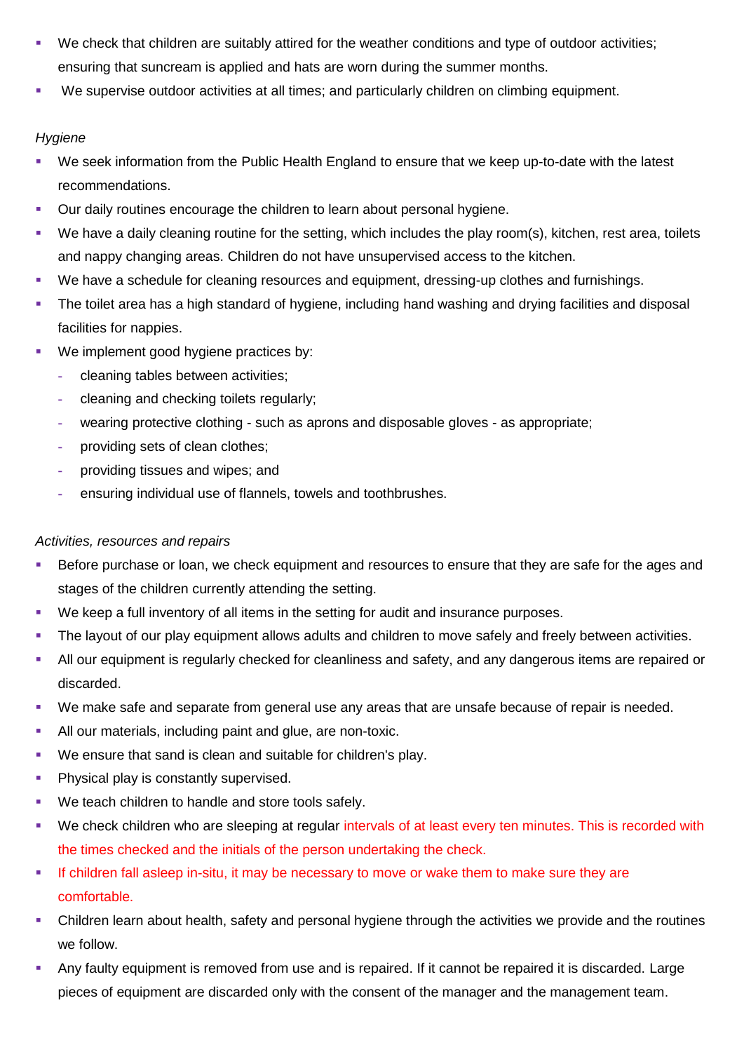- We check that children are suitably attired for the weather conditions and type of outdoor activities; ensuring that suncream is applied and hats are worn during the summer months.
- We supervise outdoor activities at all times; and particularly children on climbing equipment.

*Hygiene*

- We seek information from the Public Health England to ensure that we keep up-to-date with the latest recommendations.
- Our daily routines encourage the children to learn about personal hygiene.
- We have a daily cleaning routine for the setting, which includes the play room(s), kitchen, rest area, toilets and nappy changing areas. Children do not have unsupervised access to the kitchen.
- We have a schedule for cleaning resources and equipment, dressing-up clothes and furnishings.
- The toilet area has a high standard of hygiene, including hand washing and drying facilities and disposal facilities for nappies.
- We implement good hygiene practices by:
  - cleaning tables between activities;
  - cleaning and checking toilets regularly;
  - wearing protective clothing - such as aprons and disposable gloves - as appropriate;
  - providing sets of clean clothes;
  - providing tissues and wipes; and
  - ensuring individual use of flannels, towels and toothbrushes.

*Activities, resources and repairs*

- Before purchase or loan, we check equipment and resources to ensure that they are safe for the ages and stages of the children currently attending the setting.
- We keep a full inventory of all items in the setting for audit and insurance purposes.
- The layout of our play equipment allows adults and children to move safely and freely between activities.
- All our equipment is regularly checked for cleanliness and safety, and any dangerous items are repaired or discarded.
- We make safe and separate from general use any areas that are unsafe because of repair is needed.
- All our materials, including paint and glue, are non-toxic.
- We ensure that sand is clean and suitable for children's play.
- Physical play is constantly supervised.
- We teach children to handle and store tools safely.
- We check children who are sleeping at regular intervals of at least every ten minutes. This is recorded with the times checked and the initials of the person undertaking the check.
- If children fall asleep in-situ, it may be necessary to move or wake them to make sure they are comfortable.
- Children learn about health, safety and personal hygiene through the activities we provide and the routines we follow.
- Any faulty equipment is removed from use and is repaired. If it cannot be repaired it is discarded. Large pieces of equipment are discarded only with the consent of the manager and the management team.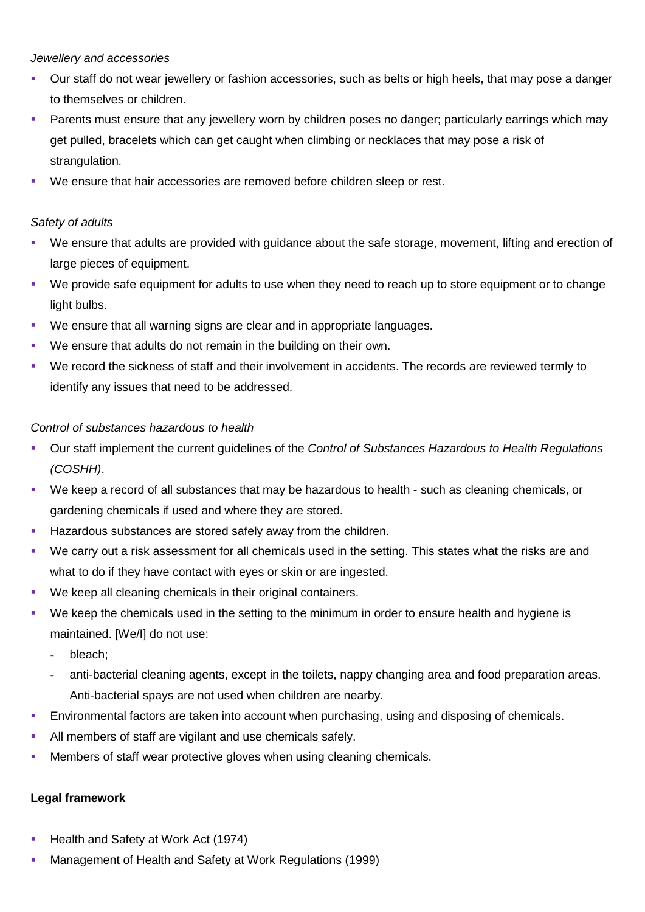*Jewellery and accessories*

- Our staff do not wear jewellery or fashion accessories, such as belts or high heels, that may pose a danger to themselves or children.
- Parents must ensure that any jewellery worn by children poses no danger; particularly earrings which may get pulled, bracelets which can get caught when climbing or necklaces that may pose a risk of strangulation.
- We ensure that hair accessories are removed before children sleep or rest.

*Safety of adults*

- We ensure that adults are provided with guidance about the safe storage, movement, lifting and erection of large pieces of equipment.
- We provide safe equipment for adults to use when they need to reach up to store equipment or to change light bulbs.
- We ensure that all warning signs are clear and in appropriate languages.
- We ensure that adults do not remain in the building on their own.
- We record the sickness of staff and their involvement in accidents. The records are reviewed termly to identify any issues that need to be addressed.

*Control of substances hazardous to health*

- Our staff implement the current guidelines of the *Control of Substances Hazardous to Health Regulations (COSHH)*.
- We keep a record of all substances that may be hazardous to health - such as cleaning chemicals, or gardening chemicals if used and where they are stored.
- Hazardous substances are stored safely away from the children.
- We carry out a risk assessment for all chemicals used in the setting. This states what the risks are and what to do if they have contact with eyes or skin or are ingested.
- We keep all cleaning chemicals in their original containers.
- We keep the chemicals used in the setting to the minimum in order to ensure health and hygiene is maintained. [We/I] do not use:
  - bleach;
  - anti-bacterial cleaning agents, except in the toilets, nappy changing area and food preparation areas. Anti-bacterial spays are not used when children are nearby.
- Environmental factors are taken into account when purchasing, using and disposing of chemicals.
- All members of staff are vigilant and use chemicals safely.
- Members of staff wear protective gloves when using cleaning chemicals.

**Legal framework**

- Health and Safety at Work Act (1974)
- Management of Health and Safety at Work Regulations (1999)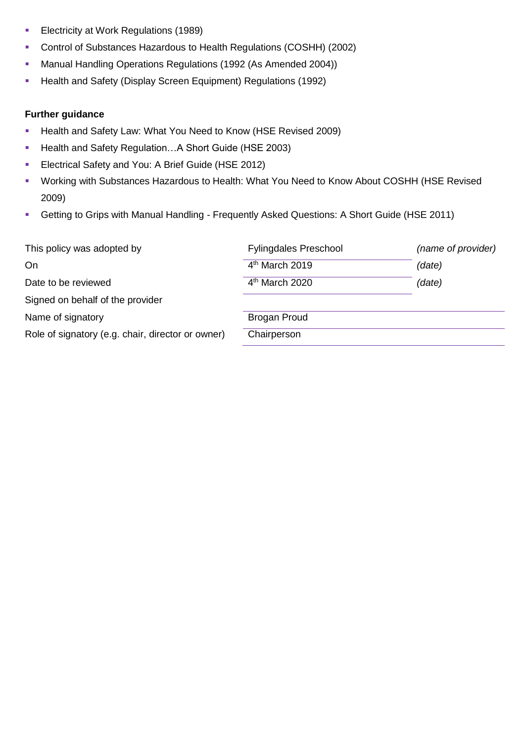- Electricity at Work Regulations (1989)
- Control of Substances Hazardous to Health Regulations (COSHH) (2002)
- Manual Handling Operations Regulations (1992 (As Amended 2004))
- Health and Safety (Display Screen Equipment) Regulations (1992)

**Further guidance**

- Health and Safety Law: What You Need to Know (HSE Revised 2009)
- Health and Safety Regulation…A Short Guide (HSE 2003)
- Electrical Safety and You: A Brief Guide (HSE 2012)
- Working with Substances Hazardous to Health: What You Need to Know About COSHH (HSE Revised 2009)
- Getting to Grips with Manual Handling - Frequently Asked Questions: A Short Guide (HSE 2011)

| | | |
|---|---|---|
| This policy was adopted by | Fylingdales Preschool | *(name of provider)* |
| On | 4th March 2019 | *(date)* |
| Date to be reviewed | 4th March 2020 | *(date)* |
| Signed on behalf of the provider | | |
| Name of signatory | Brogan Proud | |
| Role of signatory (e.g. chair, director or owner) | Chairperson | |